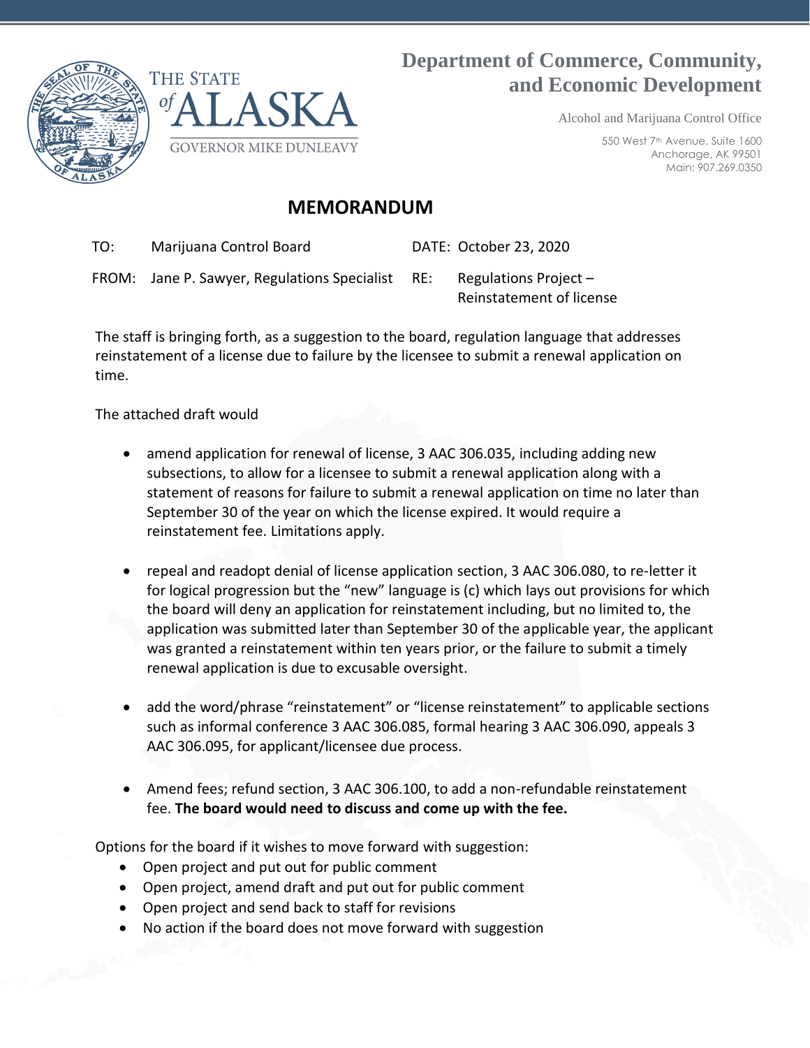THE STATE of ALASKA

GOVERNOR MIKE DUNLEAVY

# Department of Commerce, Community, and Economic Development

Alcohol and Marijuana Control Office

550 West 7th Avenue, Suite 1600
Anchorage, AK 99501
Main: 907.269.0350

## MEMORANDUM

TO: Marijuana Control Board

DATE: October 23, 2020

FROM: Jane P. Sawyer, Regulations Specialist

RE: Regulations Project – Reinstatement of license

The staff is bringing forth, as a suggestion to the board, regulation language that addresses reinstatement of a license due to failure by the licensee to submit a renewal application on time.

The attached draft would

- amend application for renewal of license, 3 AAC 306.035, including adding new subsections, to allow for a licensee to submit a renewal application along with a statement of reasons for failure to submit a renewal application on time no later than September 30 of the year on which the license expired. It would require a reinstatement fee. Limitations apply.

- repeal and readopt denial of license application section, 3 AAC 306.080, to re-letter it for logical progression but the "new" language is (c) which lays out provisions for which the board will deny an application for reinstatement including, but no limited to, the application was submitted later than September 30 of the applicable year, the applicant was granted a reinstatement within ten years prior, or the failure to submit a timely renewal application is due to excusable oversight.

- add the word/phrase "reinstatement" or "license reinstatement" to applicable sections such as informal conference 3 AAC 306.085, formal hearing 3 AAC 306.090, appeals 3 AAC 306.095, for applicant/licensee due process.

- Amend fees; refund section, 3 AAC 306.100, to add a non-refundable reinstatement fee. **The board would need to discuss and come up with the fee.**

Options for the board if it wishes to move forward with suggestion:

- Open project and put out for public comment
- Open project, amend draft and put out for public comment
- Open project and send back to staff for revisions
- No action if the board does not move forward with suggestion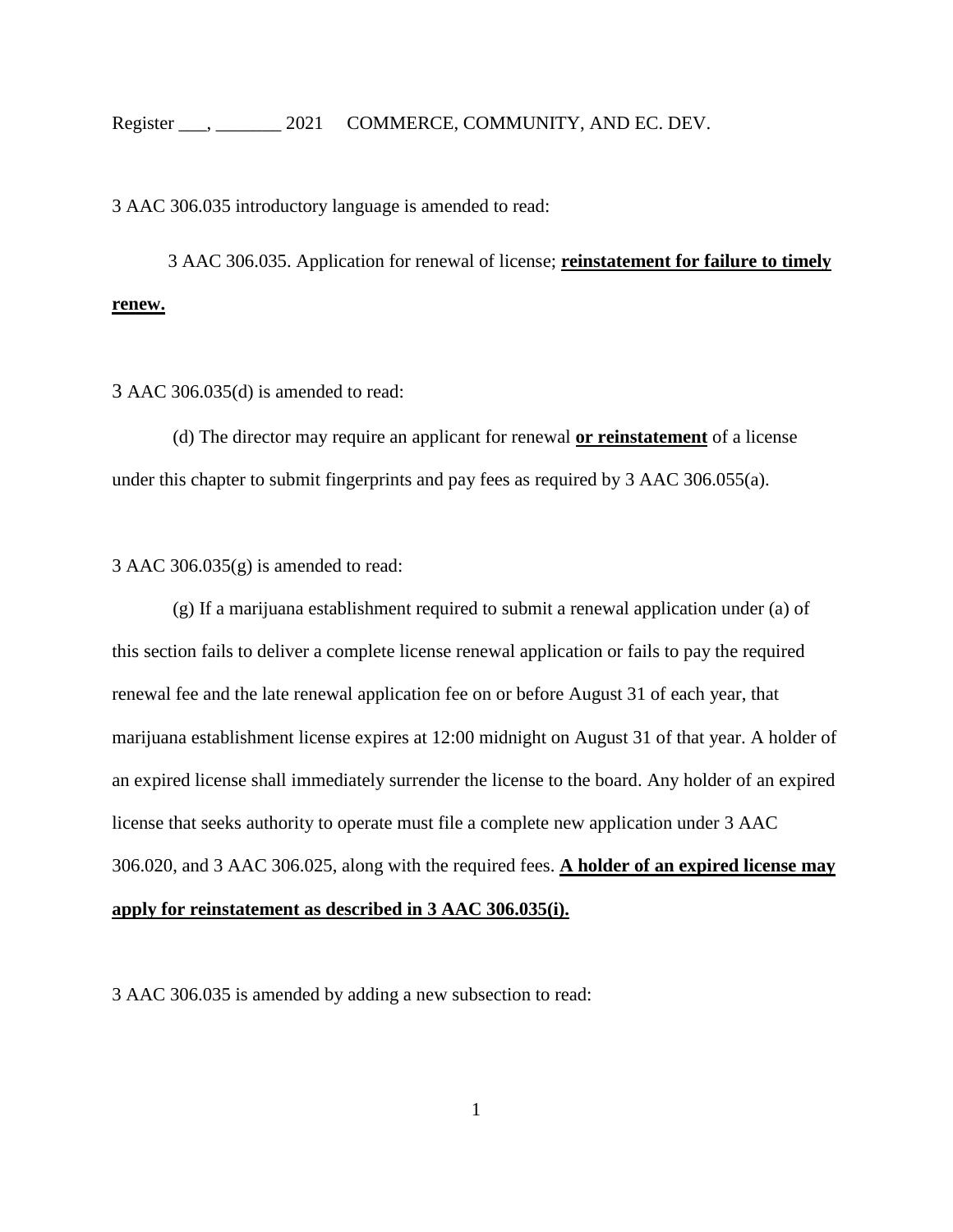3 AAC 306.035 introductory language is amended to read:

3 AAC 306.035. Application for renewal of license; **reinstatement for failure to timely renew.**

3 AAC 306.035(d) is amended to read:

(d) The director may require an applicant for renewal **or reinstatement** of a license under this chapter to submit fingerprints and pay fees as required by 3 AAC 306.055(a).

3 AAC 306.035(g) is amended to read:

(g) If a marijuana establishment required to submit a renewal application under (a) of this section fails to deliver a complete license renewal application or fails to pay the required renewal fee and the late renewal application fee on or before August 31 of each year, that marijuana establishment license expires at 12:00 midnight on August 31 of that year. A holder of an expired license shall immediately surrender the license to the board. Any holder of an expired license that seeks authority to operate must file a complete new application under 3 AAC 306.020, and 3 AAC 306.025, along with the required fees. **A holder of an expired license may apply for reinstatement as described in 3 AAC 306.035(i).**

3 AAC 306.035 is amended by adding a new subsection to read: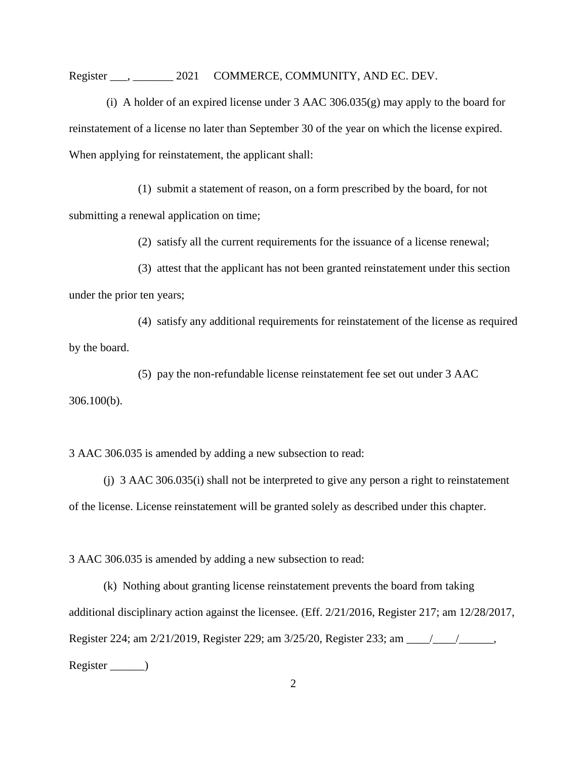(i) A holder of an expired license under 3 AAC 306.035(g) may apply to the board for reinstatement of a license no later than September 30 of the year on which the license expired. When applying for reinstatement, the applicant shall:

(1) submit a statement of reason, on a form prescribed by the board, for not submitting a renewal application on time;

(2) satisfy all the current requirements for the issuance of a license renewal;

(3) attest that the applicant has not been granted reinstatement under this section under the prior ten years;

(4) satisfy any additional requirements for reinstatement of the license as required by the board.

(5) pay the non-refundable license reinstatement fee set out under 3 AAC 306.100(b).

3 AAC 306.035 is amended by adding a new subsection to read:

(j) 3 AAC 306.035(i) shall not be interpreted to give any person a right to reinstatement of the license. License reinstatement will be granted solely as described under this chapter.

3 AAC 306.035 is amended by adding a new subsection to read:

(k) Nothing about granting license reinstatement prevents the board from taking additional disciplinary action against the licensee. (Eff. 2/21/2016, Register 217; am 12/28/2017, Register 224; am 2/21/2019, Register 229; am 3/25/20, Register 233; am \_\_\_\_/\_\_\_\_/\_\_\_\_\_\_, Register \_\_\_\_\_\_)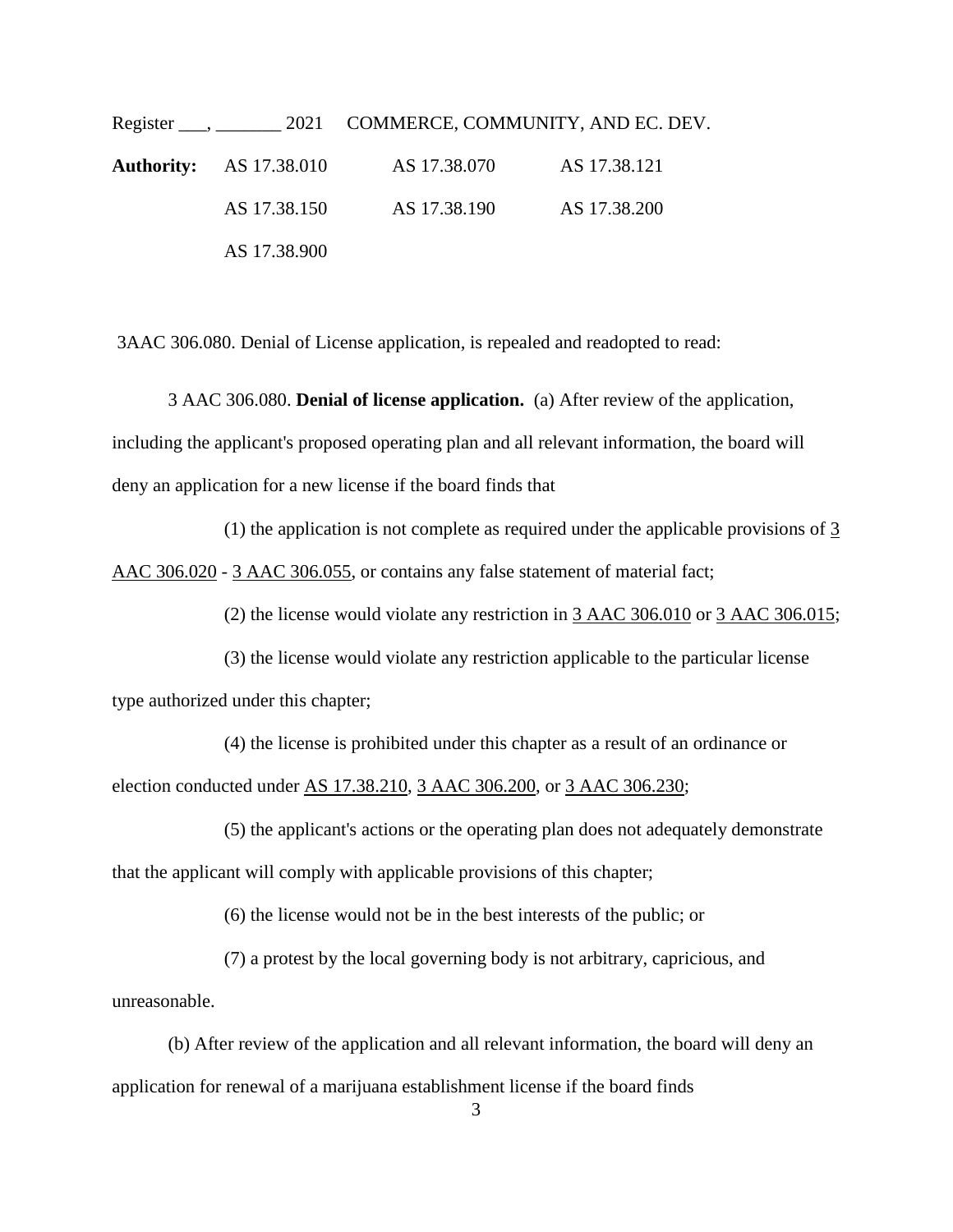**Authority:** AS 17.38.010 AS 17.38.070 AS 17.38.121

AS 17.38.150 AS 17.38.190 AS 17.38.200

AS 17.38.900

3AAC 306.080. Denial of License application, is repealed and readopted to read:

3 AAC 306.080. **Denial of license application.** (a) After review of the application, including the applicant's proposed operating plan and all relevant information, the board will deny an application for a new license if the board finds that

(1) the application is not complete as required under the applicable provisions of 3 AAC 306.020 - 3 AAC 306.055, or contains any false statement of material fact;

(2) the license would violate any restriction in 3 AAC 306.010 or 3 AAC 306.015;

(3) the license would violate any restriction applicable to the particular license type authorized under this chapter;

(4) the license is prohibited under this chapter as a result of an ordinance or election conducted under AS 17.38.210, 3 AAC 306.200, or 3 AAC 306.230;

(5) the applicant's actions or the operating plan does not adequately demonstrate that the applicant will comply with applicable provisions of this chapter;

(6) the license would not be in the best interests of the public; or

(7) a protest by the local governing body is not arbitrary, capricious, and unreasonable.

(b) After review of the application and all relevant information, the board will deny an application for renewal of a marijuana establishment license if the board finds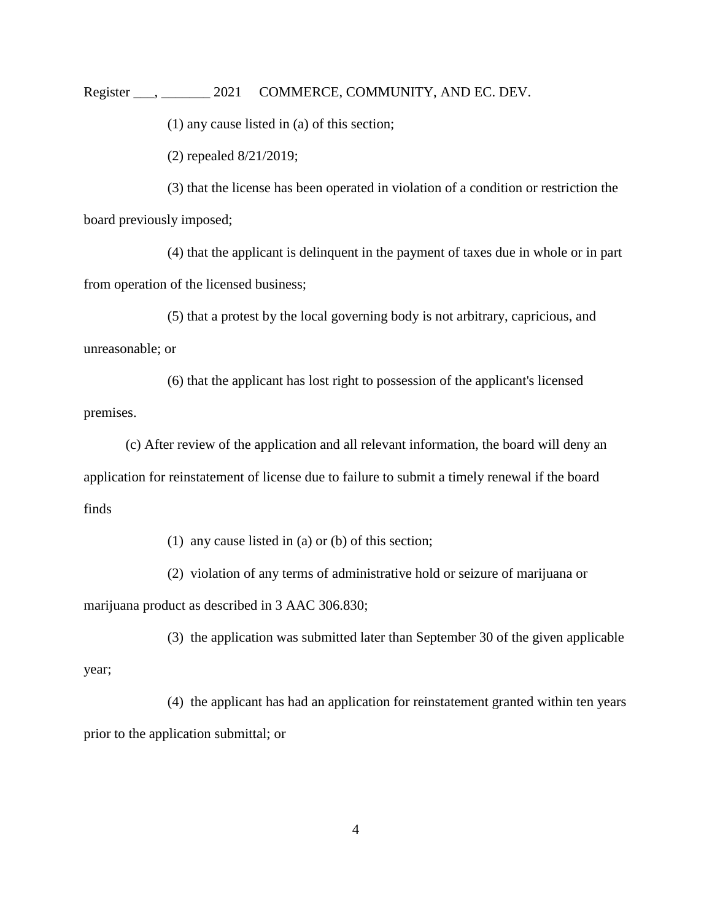(1) any cause listed in (a) of this section;

(2) repealed 8/21/2019;

(3) that the license has been operated in violation of a condition or restriction the board previously imposed;

(4) that the applicant is delinquent in the payment of taxes due in whole or in part from operation of the licensed business;

(5) that a protest by the local governing body is not arbitrary, capricious, and unreasonable; or

(6) that the applicant has lost right to possession of the applicant's licensed premises.

(c) After review of the application and all relevant information, the board will deny an application for reinstatement of license due to failure to submit a timely renewal if the board finds

(1) any cause listed in (a) or (b) of this section;

(2) violation of any terms of administrative hold or seizure of marijuana or marijuana product as described in 3 AAC 306.830;

(3) the application was submitted later than September 30 of the given applicable year;

(4) the applicant has had an application for reinstatement granted within ten years prior to the application submittal; or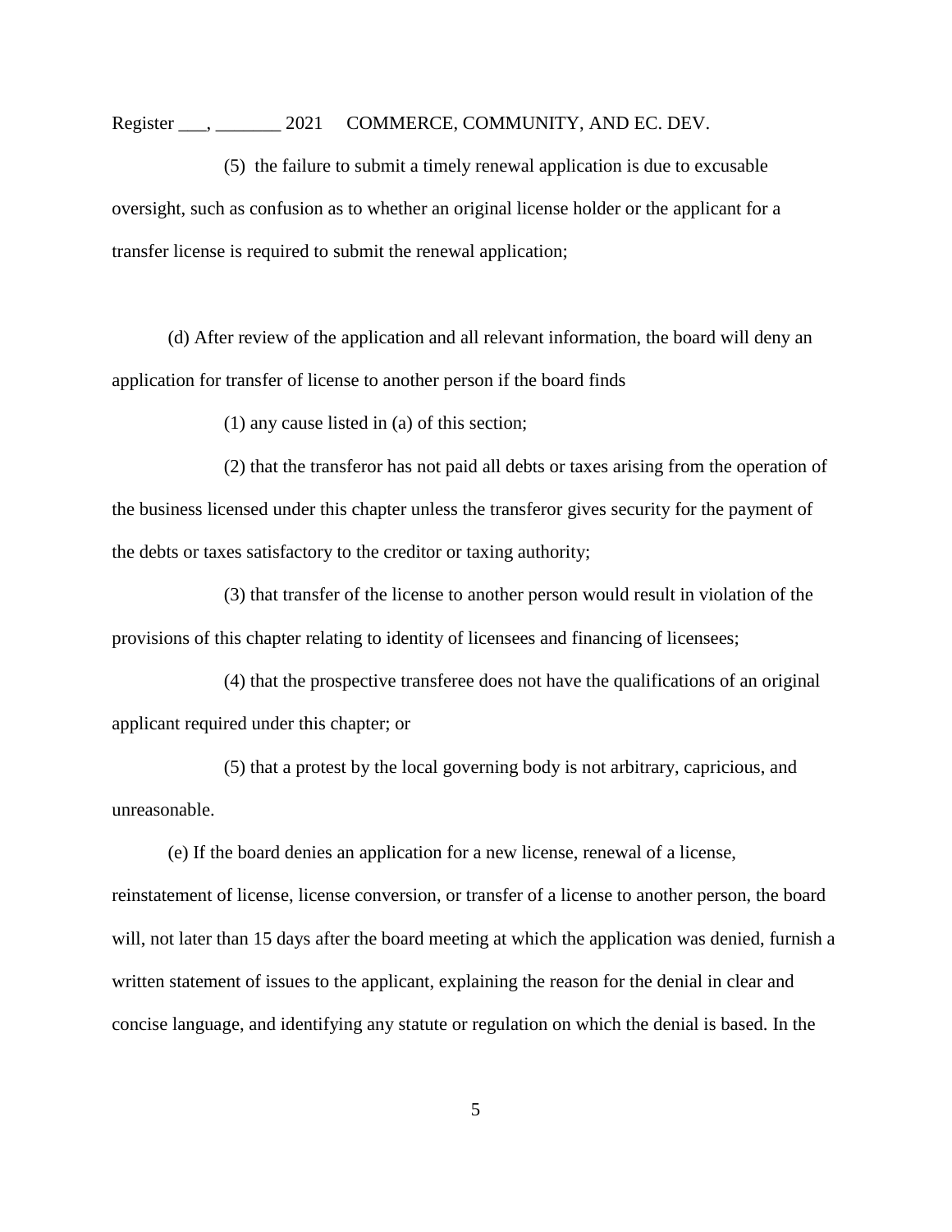(5) the failure to submit a timely renewal application is due to excusable oversight, such as confusion as to whether an original license holder or the applicant for a transfer license is required to submit the renewal application;

(d) After review of the application and all relevant information, the board will deny an application for transfer of license to another person if the board finds

(1) any cause listed in (a) of this section;

(2) that the transferor has not paid all debts or taxes arising from the operation of the business licensed under this chapter unless the transferor gives security for the payment of the debts or taxes satisfactory to the creditor or taxing authority;

(3) that transfer of the license to another person would result in violation of the provisions of this chapter relating to identity of licensees and financing of licensees;

(4) that the prospective transferee does not have the qualifications of an original applicant required under this chapter; or

(5) that a protest by the local governing body is not arbitrary, capricious, and unreasonable.

(e) If the board denies an application for a new license, renewal of a license, reinstatement of license, license conversion, or transfer of a license to another person, the board will, not later than 15 days after the board meeting at which the application was denied, furnish a written statement of issues to the applicant, explaining the reason for the denial in clear and concise language, and identifying any statute or regulation on which the denial is based. In the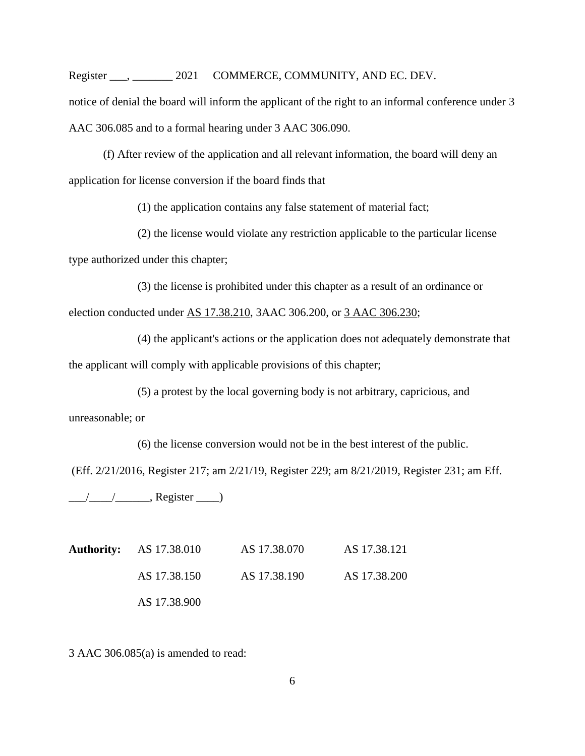notice of denial the board will inform the applicant of the right to an informal conference under 3 AAC 306.085 and to a formal hearing under 3 AAC 306.090.

(f) After review of the application and all relevant information, the board will deny an application for license conversion if the board finds that

(1) the application contains any false statement of material fact;

(2) the license would violate any restriction applicable to the particular license type authorized under this chapter;

(3) the license is prohibited under this chapter as a result of an ordinance or election conducted under AS 17.38.210, 3AAC 306.200, or 3 AAC 306.230;

(4) the applicant's actions or the application does not adequately demonstrate that the applicant will comply with applicable provisions of this chapter;

(5) a protest by the local governing body is not arbitrary, capricious, and unreasonable; or

(6) the license conversion would not be in the best interest of the public.

(Eff. 2/21/2016, Register 217; am 2/21/19, Register 229; am 8/21/2019, Register 231; am Eff. ___/____/______, Register ____)

| **Authority:** | AS 17.38.010 | AS 17.38.070 | AS 17.38.121 |
|---|---|---|---|
| | AS 17.38.150 | AS 17.38.190 | AS 17.38.200 |
| | AS 17.38.900 | | |

3 AAC 306.085(a) is amended to read: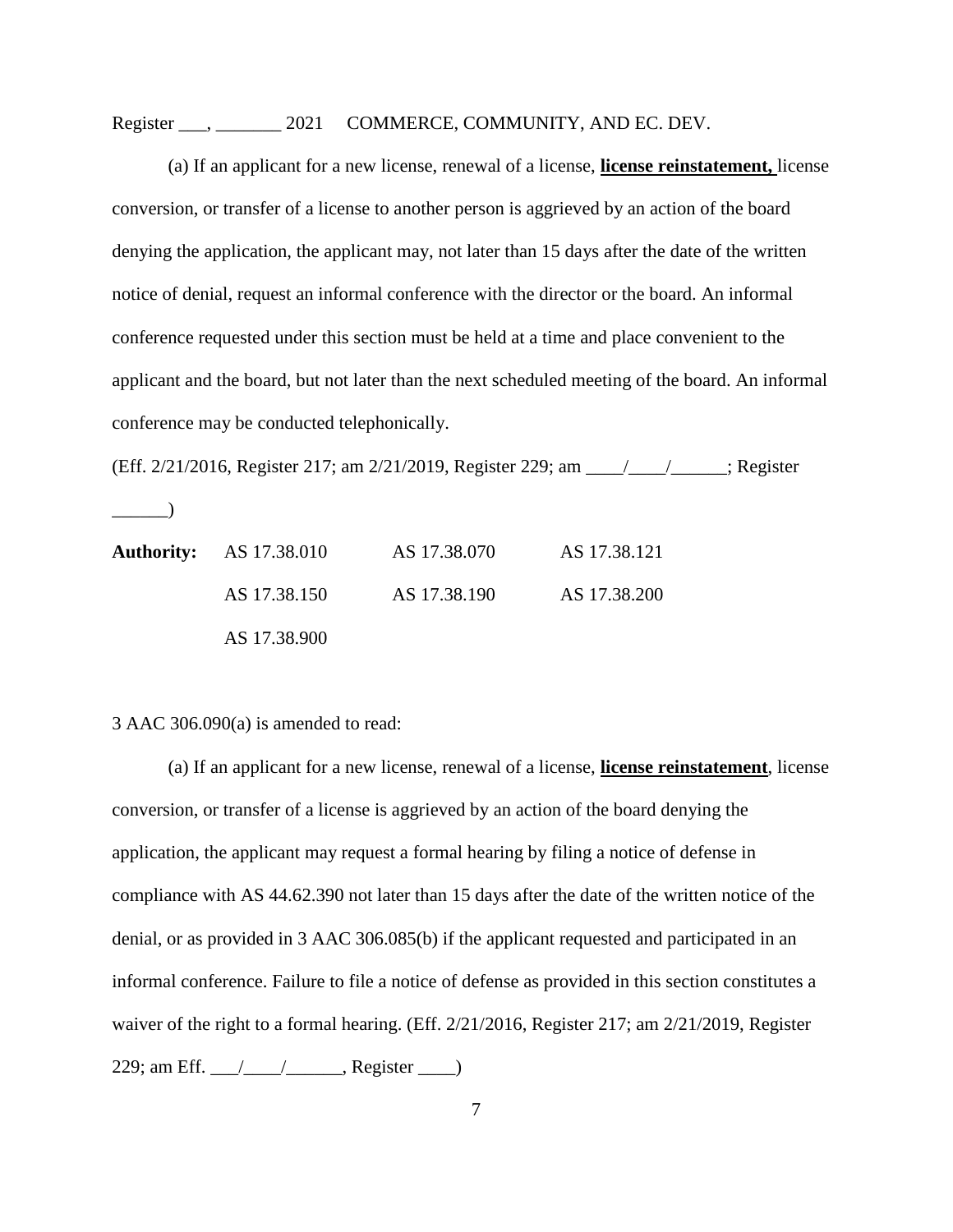(a) If an applicant for a new license, renewal of a license, **<u>license reinstatement,</u>** license conversion, or transfer of a license to another person is aggrieved by an action of the board denying the application, the applicant may, not later than 15 days after the date of the written notice of denial, request an informal conference with the director or the board. An informal conference requested under this section must be held at a time and place convenient to the applicant and the board, but not later than the next scheduled meeting of the board. An informal conference may be conducted telephonically.

(Eff. 2/21/2016, Register 217; am 2/21/2019, Register 229; am ____/____/______; Register ______)

| **Authority:** | AS 17.38.010 | AS 17.38.070 | AS 17.38.121 |
|---|---|---|---|
| | AS 17.38.150 | AS 17.38.190 | AS 17.38.200 |
| | AS 17.38.900 | | |

3 AAC 306.090(a) is amended to read:

(a) If an applicant for a new license, renewal of a license, **<u>license reinstatement</u>**, license conversion, or transfer of a license is aggrieved by an action of the board denying the application, the applicant may request a formal hearing by filing a notice of defense in compliance with AS 44.62.390 not later than 15 days after the date of the written notice of the denial, or as provided in 3 AAC 306.085(b) if the applicant requested and participated in an informal conference. Failure to file a notice of defense as provided in this section constitutes a waiver of the right to a formal hearing. (Eff. 2/21/2016, Register 217; am 2/21/2019, Register 229; am Eff. ___/____/______, Register ____)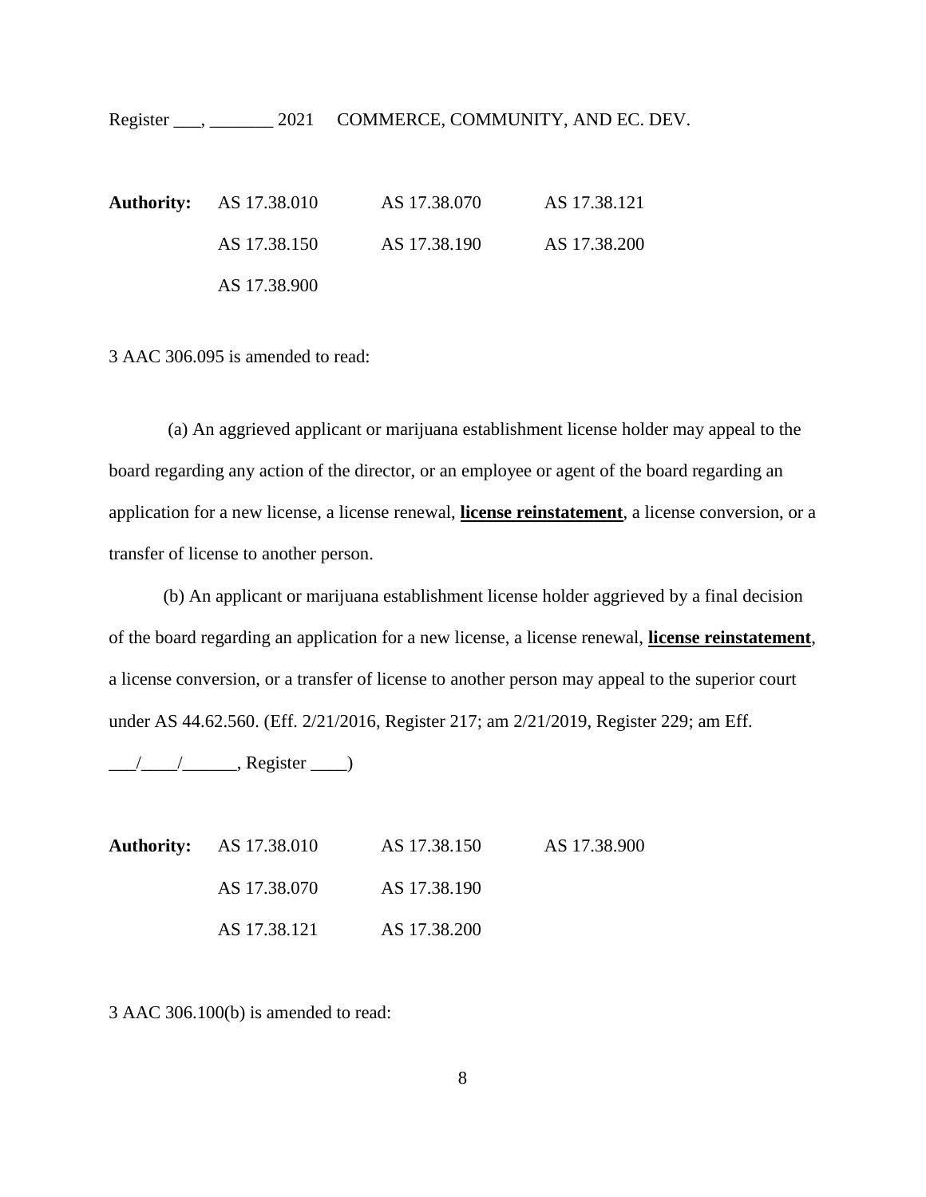**Authority:** AS 17.38.010 AS 17.38.070 AS 17.38.121

AS 17.38.150 AS 17.38.190 AS 17.38.200

AS 17.38.900

3 AAC 306.095 is amended to read:

(a) An aggrieved applicant or marijuana establishment license holder may appeal to the board regarding any action of the director, or an employee or agent of the board regarding an application for a new license, a license renewal, **license reinstatement**, a license conversion, or a transfer of license to another person.

(b) An applicant or marijuana establishment license holder aggrieved by a final decision of the board regarding an application for a new license, a license renewal, **license reinstatement**, a license conversion, or a transfer of license to another person may appeal to the superior court under AS 44.62.560. (Eff. 2/21/2016, Register 217; am 2/21/2019, Register 229; am Eff. ___/____/______, Register ____)

**Authority:** AS 17.38.010 AS 17.38.150 AS 17.38.900

AS 17.38.070 AS 17.38.190

AS 17.38.121 AS 17.38.200

3 AAC 306.100(b) is amended to read: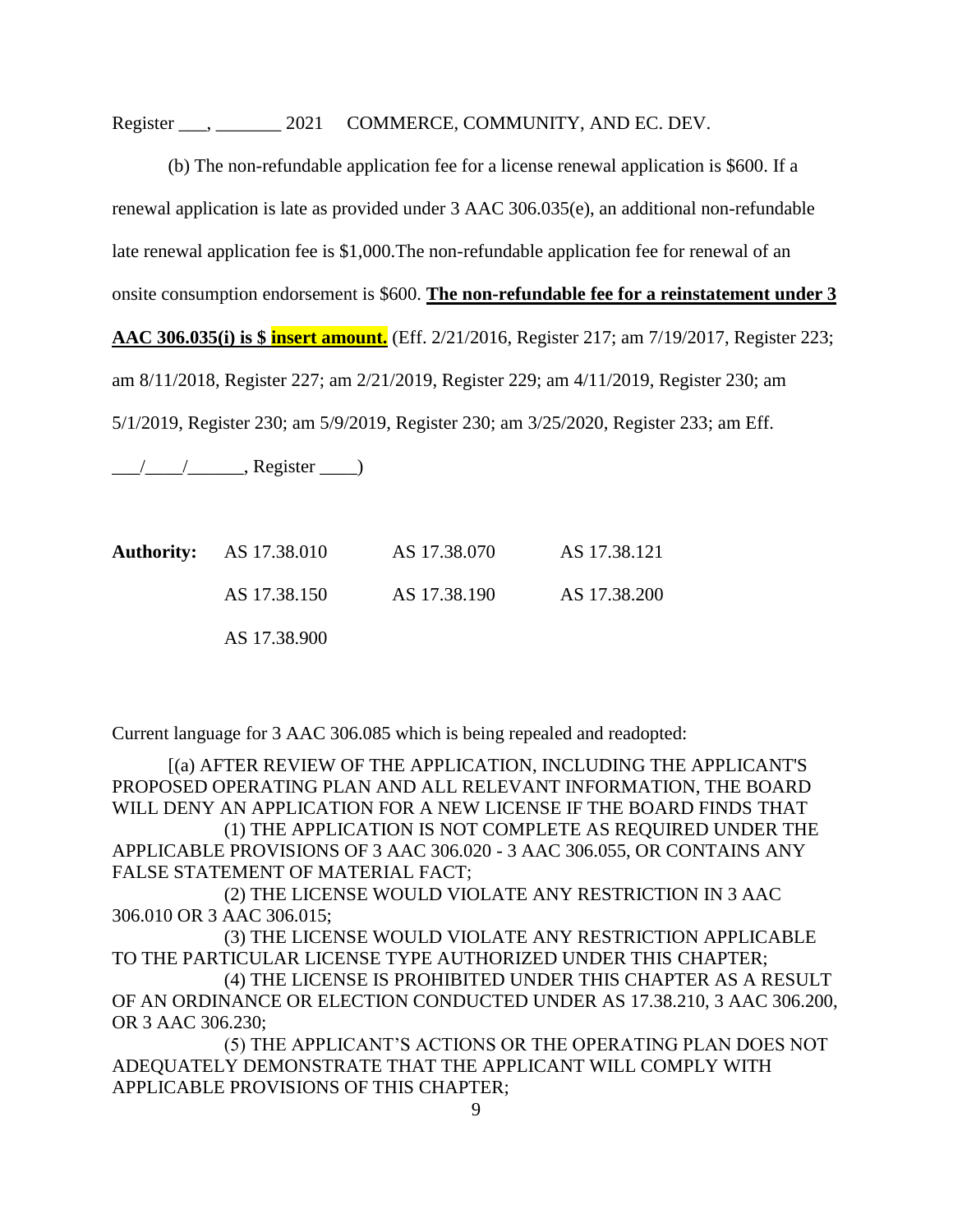(b) The non-refundable application fee for a license renewal application is $600. If a renewal application is late as provided under 3 AAC 306.035(e), an additional non-refundable late renewal application fee is $1,000.The non-refundable application fee for renewal of an onsite consumption endorsement is $600. **The non-refundable fee for a reinstatement under 3 AAC 306.035(i) is $ insert amount.** (Eff. 2/21/2016, Register 217; am 7/19/2017, Register 223; am 8/11/2018, Register 227; am 2/21/2019, Register 229; am 4/11/2019, Register 230; am 5/1/2019, Register 230; am 5/9/2019, Register 230; am 3/25/2020, Register 233; am Eff. \_\_\_/\_\_\_\_/\_\_\_\_\_\_, Register \_\_\_\_)

| **Authority:** | AS 17.38.010 | AS 17.38.070 | AS 17.38.121 |
|---|---|---|---|
| | AS 17.38.150 | AS 17.38.190 | AS 17.38.200 |
| | AS 17.38.900 | | |

Current language for 3 AAC 306.085 which is being repealed and readopted:

[(a) AFTER REVIEW OF THE APPLICATION, INCLUDING THE APPLICANT'S PROPOSED OPERATING PLAN AND ALL RELEVANT INFORMATION, THE BOARD WILL DENY AN APPLICATION FOR A NEW LICENSE IF THE BOARD FINDS THAT

(1) THE APPLICATION IS NOT COMPLETE AS REQUIRED UNDER THE APPLICABLE PROVISIONS OF 3 AAC 306.020 - 3 AAC 306.055, OR CONTAINS ANY FALSE STATEMENT OF MATERIAL FACT;

(2) THE LICENSE WOULD VIOLATE ANY RESTRICTION IN 3 AAC 306.010 OR 3 AAC 306.015;

(3) THE LICENSE WOULD VIOLATE ANY RESTRICTION APPLICABLE TO THE PARTICULAR LICENSE TYPE AUTHORIZED UNDER THIS CHAPTER;

(4) THE LICENSE IS PROHIBITED UNDER THIS CHAPTER AS A RESULT OF AN ORDINANCE OR ELECTION CONDUCTED UNDER AS 17.38.210, 3 AAC 306.200, OR 3 AAC 306.230;

(5) THE APPLICANT'S ACTIONS OR THE OPERATING PLAN DOES NOT ADEQUATELY DEMONSTRATE THAT THE APPLICANT WILL COMPLY WITH APPLICABLE PROVISIONS OF THIS CHAPTER;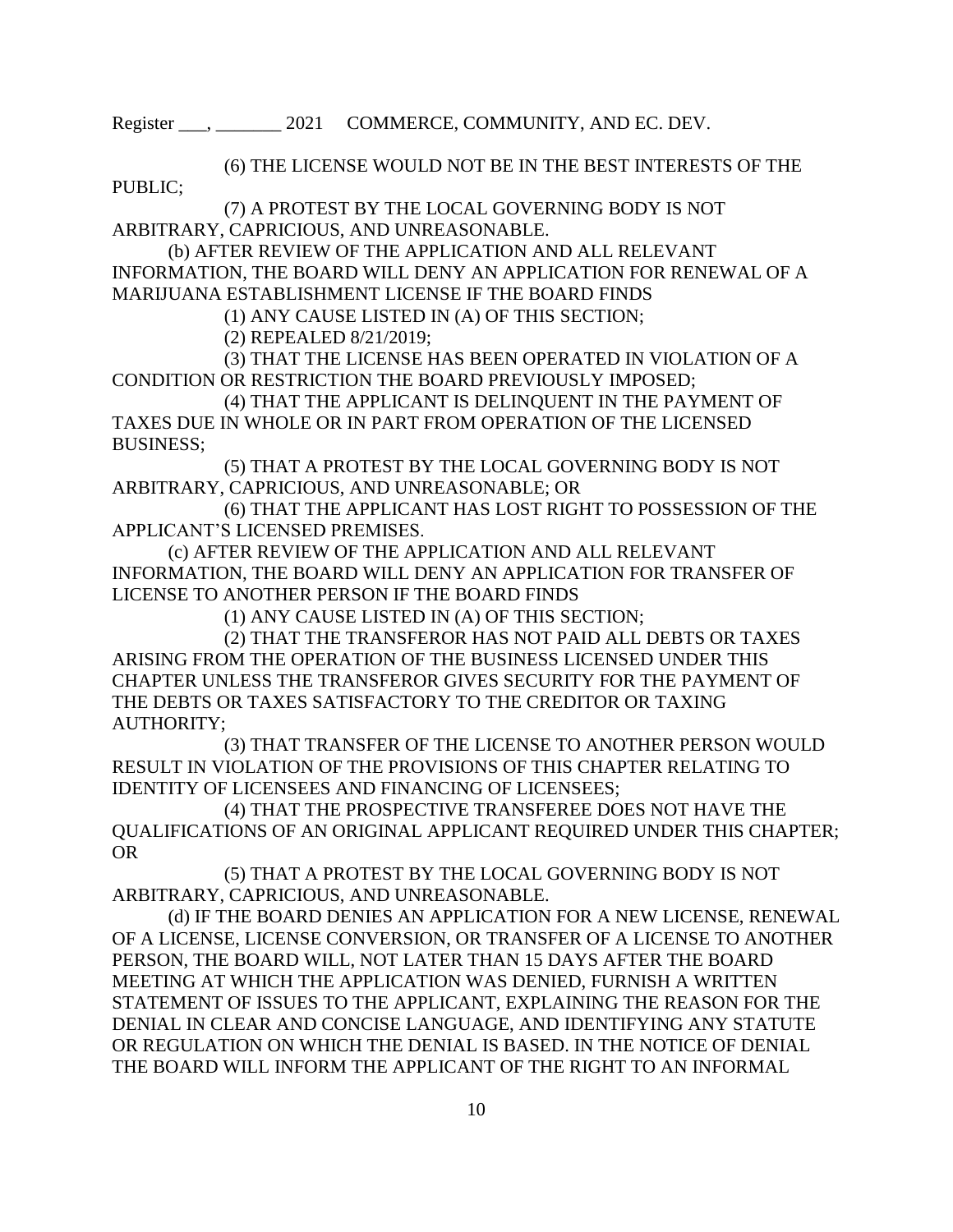(6) THE LICENSE WOULD NOT BE IN THE BEST INTERESTS OF THE PUBLIC;

(7) A PROTEST BY THE LOCAL GOVERNING BODY IS NOT ARBITRARY, CAPRICIOUS, AND UNREASONABLE.

(b) AFTER REVIEW OF THE APPLICATION AND ALL RELEVANT INFORMATION, THE BOARD WILL DENY AN APPLICATION FOR RENEWAL OF A MARIJUANA ESTABLISHMENT LICENSE IF THE BOARD FINDS

(1) ANY CAUSE LISTED IN (A) OF THIS SECTION;

(2) REPEALED 8/21/2019;

(3) THAT THE LICENSE HAS BEEN OPERATED IN VIOLATION OF A CONDITION OR RESTRICTION THE BOARD PREVIOUSLY IMPOSED;

(4) THAT THE APPLICANT IS DELINQUENT IN THE PAYMENT OF TAXES DUE IN WHOLE OR IN PART FROM OPERATION OF THE LICENSED BUSINESS;

(5) THAT A PROTEST BY THE LOCAL GOVERNING BODY IS NOT ARBITRARY, CAPRICIOUS, AND UNREASONABLE; OR

(6) THAT THE APPLICANT HAS LOST RIGHT TO POSSESSION OF THE APPLICANT'S LICENSED PREMISES.

(c) AFTER REVIEW OF THE APPLICATION AND ALL RELEVANT INFORMATION, THE BOARD WILL DENY AN APPLICATION FOR TRANSFER OF LICENSE TO ANOTHER PERSON IF THE BOARD FINDS

(1) ANY CAUSE LISTED IN (A) OF THIS SECTION;

(2) THAT THE TRANSFEROR HAS NOT PAID ALL DEBTS OR TAXES ARISING FROM THE OPERATION OF THE BUSINESS LICENSED UNDER THIS CHAPTER UNLESS THE TRANSFEROR GIVES SECURITY FOR THE PAYMENT OF THE DEBTS OR TAXES SATISFACTORY TO THE CREDITOR OR TAXING AUTHORITY;

(3) THAT TRANSFER OF THE LICENSE TO ANOTHER PERSON WOULD RESULT IN VIOLATION OF THE PROVISIONS OF THIS CHAPTER RELATING TO IDENTITY OF LICENSEES AND FINANCING OF LICENSEES;

(4) THAT THE PROSPECTIVE TRANSFEREE DOES NOT HAVE THE QUALIFICATIONS OF AN ORIGINAL APPLICANT REQUIRED UNDER THIS CHAPTER; OR

(5) THAT A PROTEST BY THE LOCAL GOVERNING BODY IS NOT ARBITRARY, CAPRICIOUS, AND UNREASONABLE.

(d) IF THE BOARD DENIES AN APPLICATION FOR A NEW LICENSE, RENEWAL OF A LICENSE, LICENSE CONVERSION, OR TRANSFER OF A LICENSE TO ANOTHER PERSON, THE BOARD WILL, NOT LATER THAN 15 DAYS AFTER THE BOARD MEETING AT WHICH THE APPLICATION WAS DENIED, FURNISH A WRITTEN STATEMENT OF ISSUES TO THE APPLICANT, EXPLAINING THE REASON FOR THE DENIAL IN CLEAR AND CONCISE LANGUAGE, AND IDENTIFYING ANY STATUTE OR REGULATION ON WHICH THE DENIAL IS BASED. IN THE NOTICE OF DENIAL THE BOARD WILL INFORM THE APPLICANT OF THE RIGHT TO AN INFORMAL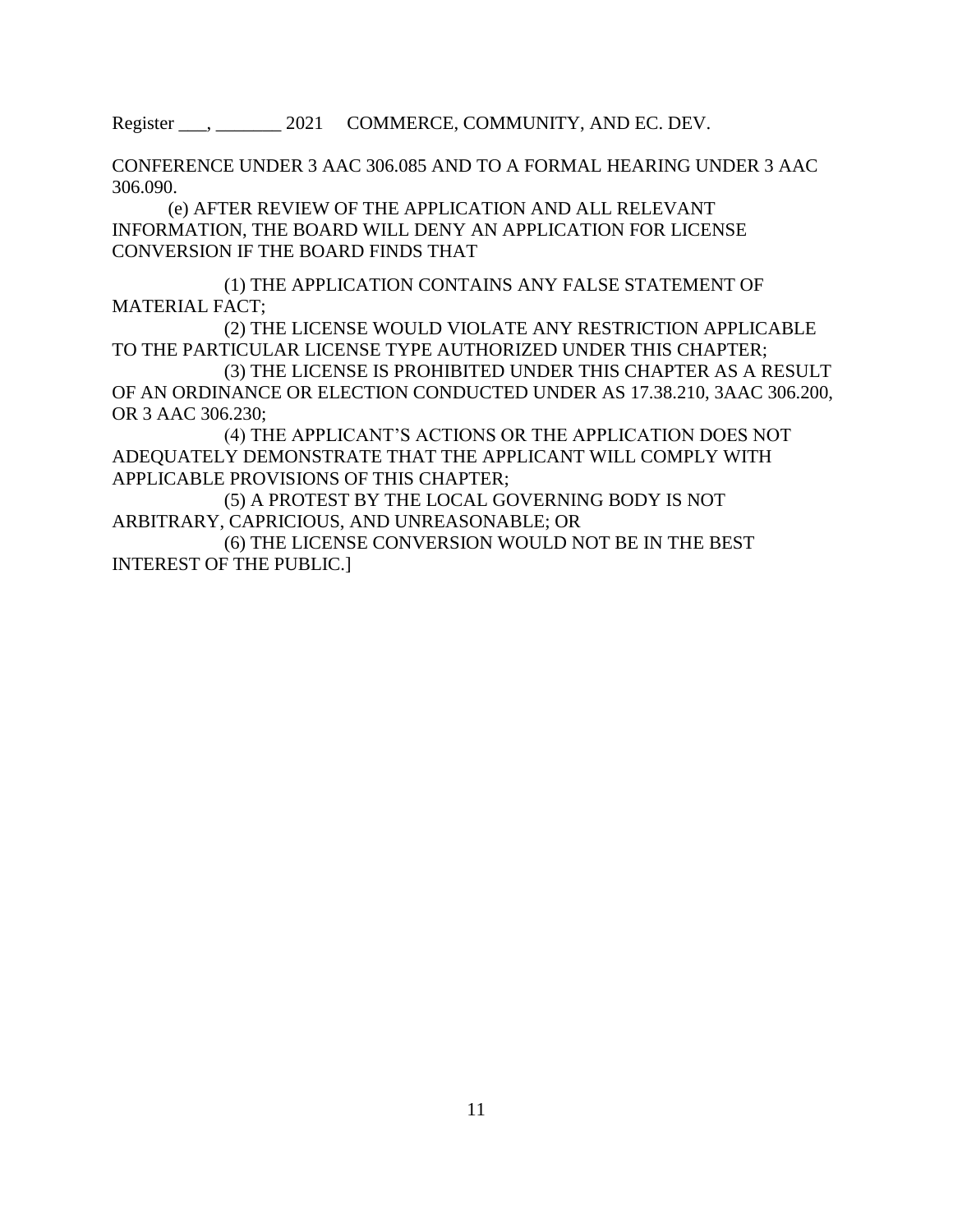CONFERENCE UNDER 3 AAC 306.085 AND TO A FORMAL HEARING UNDER 3 AAC 306.090.

(e) AFTER REVIEW OF THE APPLICATION AND ALL RELEVANT INFORMATION, THE BOARD WILL DENY AN APPLICATION FOR LICENSE CONVERSION IF THE BOARD FINDS THAT

(1) THE APPLICATION CONTAINS ANY FALSE STATEMENT OF MATERIAL FACT;

(2) THE LICENSE WOULD VIOLATE ANY RESTRICTION APPLICABLE TO THE PARTICULAR LICENSE TYPE AUTHORIZED UNDER THIS CHAPTER;

(3) THE LICENSE IS PROHIBITED UNDER THIS CHAPTER AS A RESULT OF AN ORDINANCE OR ELECTION CONDUCTED UNDER AS 17.38.210, 3AAC 306.200, OR 3 AAC 306.230;

(4) THE APPLICANT'S ACTIONS OR THE APPLICATION DOES NOT ADEQUATELY DEMONSTRATE THAT THE APPLICANT WILL COMPLY WITH APPLICABLE PROVISIONS OF THIS CHAPTER;

(5) A PROTEST BY THE LOCAL GOVERNING BODY IS NOT ARBITRARY, CAPRICIOUS, AND UNREASONABLE; OR

(6) THE LICENSE CONVERSION WOULD NOT BE IN THE BEST INTEREST OF THE PUBLIC.]